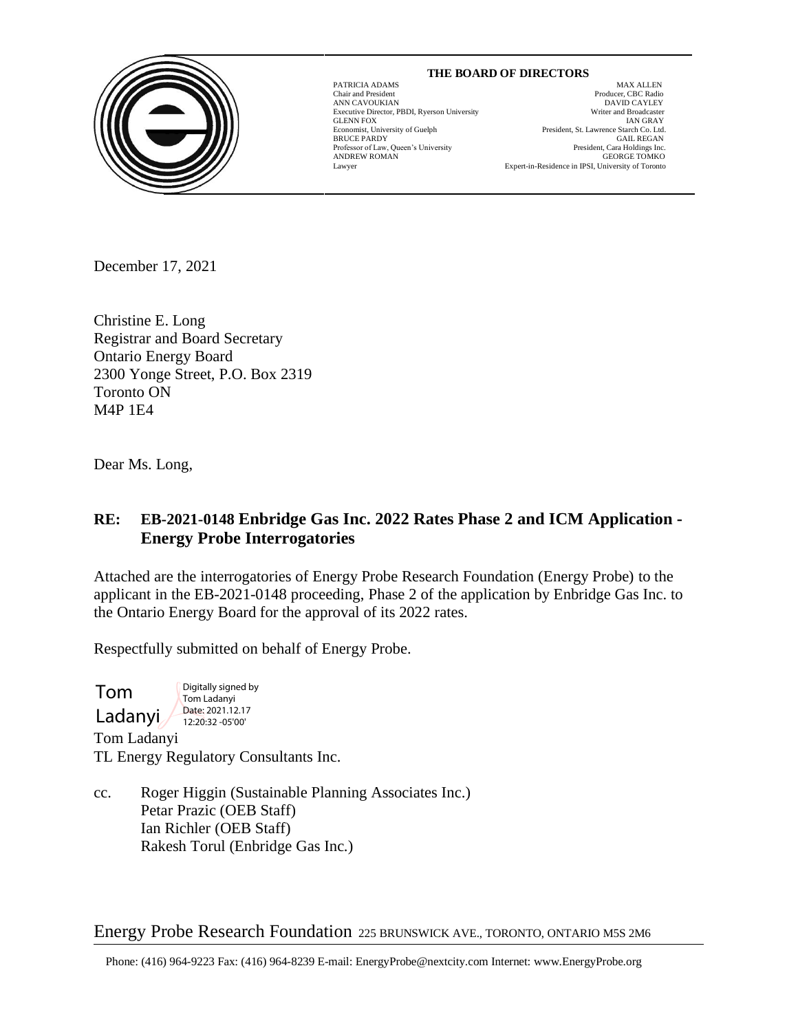**THE BOARD OF DIRECTORS**

| | |
|---|---|
| PATRICIA ADAMS<br>Chair and President | MAX ALLEN<br>Producer, CBC Radio |
| ANN CAVOUKIAN<br>Executive Director, PBDI, Ryerson University | DAVID CAYLEY<br>Writer and Broadcaster |
| GLENN FOX<br>Economist, University of Guelph | IAN GRAY<br>President, St. Lawrence Starch Co. Ltd. |
| BRUCE PARDY<br>Professor of Law, Queen's University | GAIL REGAN<br>President, Cara Holdings Inc. |
| ANDREW ROMAN<br>Lawyer | GEORGE TOMKO<br>Expert-in-Residence in IPSI, University of Toronto |

December 17, 2021

Christine E. Long
Registrar and Board Secretary
Ontario Energy Board
2300 Yonge Street, P.O. Box 2319
Toronto ON
M4P 1E4

Dear Ms. Long,

**RE: EB-2021-0148 Enbridge Gas Inc. 2022 Rates Phase 2 and ICM Application - Energy Probe Interrogatories**

Attached are the interrogatories of Energy Probe Research Foundation (Energy Probe) to the applicant in the EB-2021-0148 proceeding, Phase 2 of the application by Enbridge Gas Inc. to the Ontario Energy Board for the approval of its 2022 rates.

Respectfully submitted on behalf of Energy Probe.

Tom Ladanyi
Digitally signed by Tom Ladanyi
Date: 2021.12.17 12:20:32 -05'00'

Tom Ladanyi
TL Energy Regulatory Consultants Inc.

cc. Roger Higgin (Sustainable Planning Associates Inc.)
Petar Prazic (OEB Staff)
Ian Richler (OEB Staff)
Rakesh Torul (Enbridge Gas Inc.)

Energy Probe Research Foundation 225 BRUNSWICK AVE., TORONTO, ONTARIO M5S 2M6

Phone: (416) 964-9223 Fax: (416) 964-8239 E-mail: EnergyProbe@nextcity.com Internet: www.EnergyProbe.org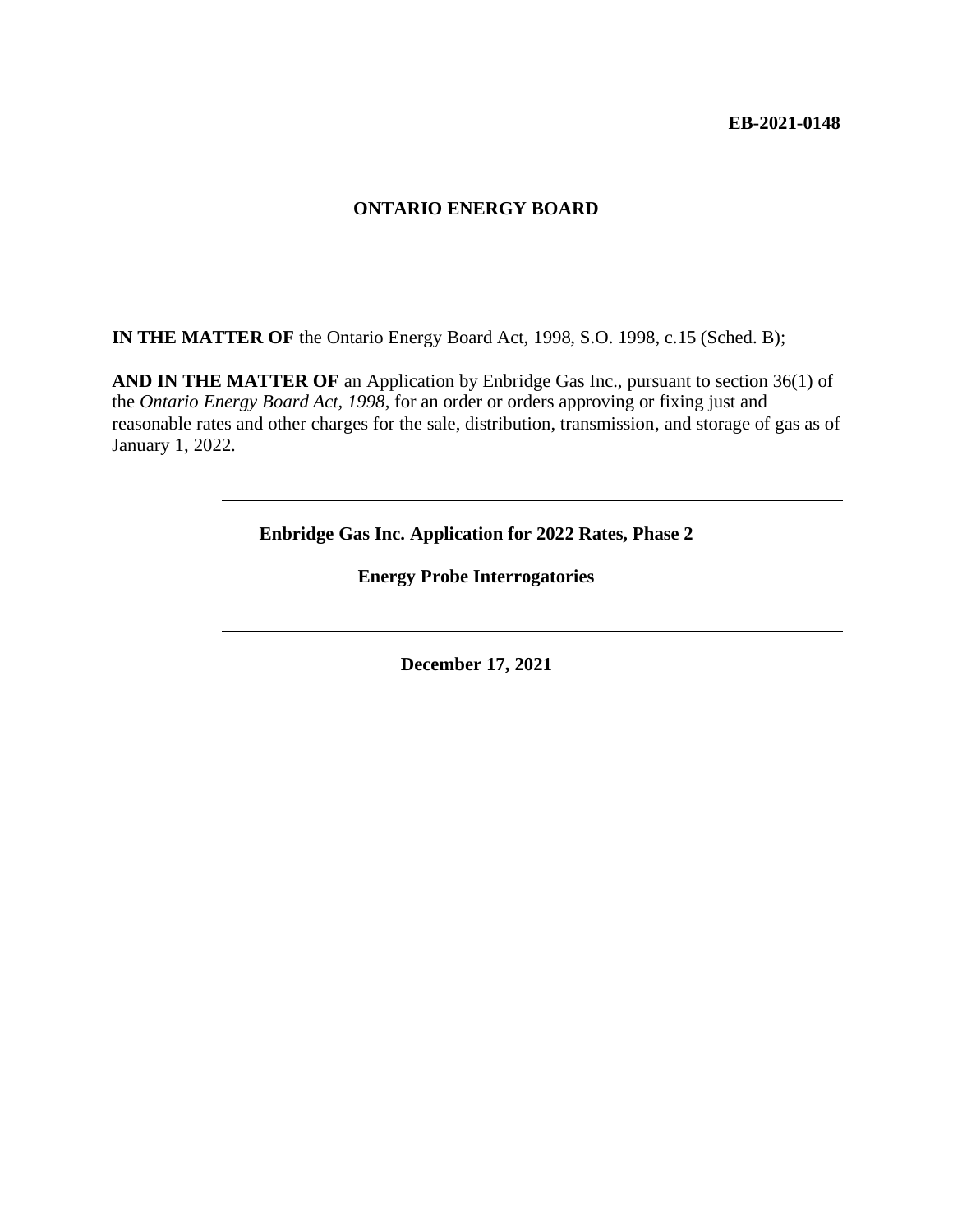**EB-2021-0148**

**ONTARIO ENERGY BOARD**

**IN THE MATTER OF** the Ontario Energy Board Act, 1998, S.O. 1998, c.15 (Sched. B);

**AND IN THE MATTER OF** an Application by Enbridge Gas Inc., pursuant to section 36(1) of the *Ontario Energy Board Act, 1998*, for an order or orders approving or fixing just and reasonable rates and other charges for the sale, distribution, transmission, and storage of gas as of January 1, 2022.

---

**Enbridge Gas Inc. Application for 2022 Rates, Phase 2**

**Energy Probe Interrogatories**

---

**December 17, 2021**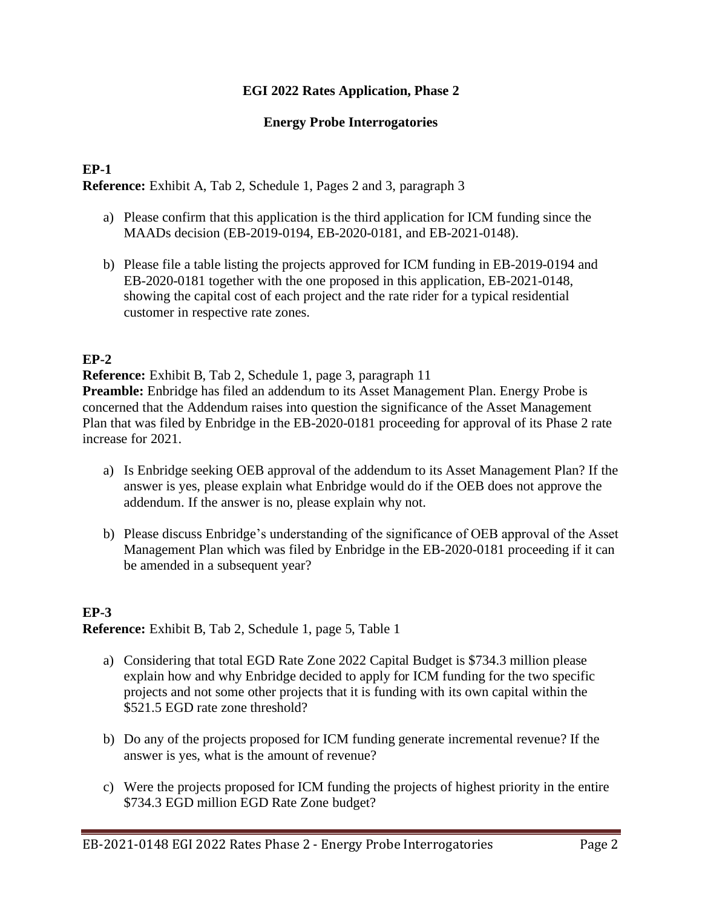**EGI 2022 Rates Application, Phase 2**

**Energy Probe Interrogatories**

## EP-1

**Reference:** Exhibit A, Tab 2, Schedule 1, Pages 2 and 3, paragraph 3

a) Please confirm that this application is the third application for ICM funding since the MAADs decision (EB-2019-0194, EB-2020-0181, and EB-2021-0148).

b) Please file a table listing the projects approved for ICM funding in EB-2019-0194 and EB-2020-0181 together with the one proposed in this application, EB-2021-0148, showing the capital cost of each project and the rate rider for a typical residential customer in respective rate zones.

## EP-2

**Reference:** Exhibit B, Tab 2, Schedule 1, page 3, paragraph 11

**Preamble:** Enbridge has filed an addendum to its Asset Management Plan. Energy Probe is concerned that the Addendum raises into question the significance of the Asset Management Plan that was filed by Enbridge in the EB-2020-0181 proceeding for approval of its Phase 2 rate increase for 2021.

a) Is Enbridge seeking OEB approval of the addendum to its Asset Management Plan? If the answer is yes, please explain what Enbridge would do if the OEB does not approve the addendum. If the answer is no, please explain why not.

b) Please discuss Enbridge's understanding of the significance of OEB approval of the Asset Management Plan which was filed by Enbridge in the EB-2020-0181 proceeding if it can be amended in a subsequent year?

## EP-3

**Reference:** Exhibit B, Tab 2, Schedule 1, page 5, Table 1

a) Considering that total EGD Rate Zone 2022 Capital Budget is $734.3 million please explain how and why Enbridge decided to apply for ICM funding for the two specific projects and not some other projects that it is funding with its own capital within the $521.5 EGD rate zone threshold?

b) Do any of the projects proposed for ICM funding generate incremental revenue? If the answer is yes, what is the amount of revenue?

c) Were the projects proposed for ICM funding the projects of highest priority in the entire $734.3 EGD million EGD Rate Zone budget?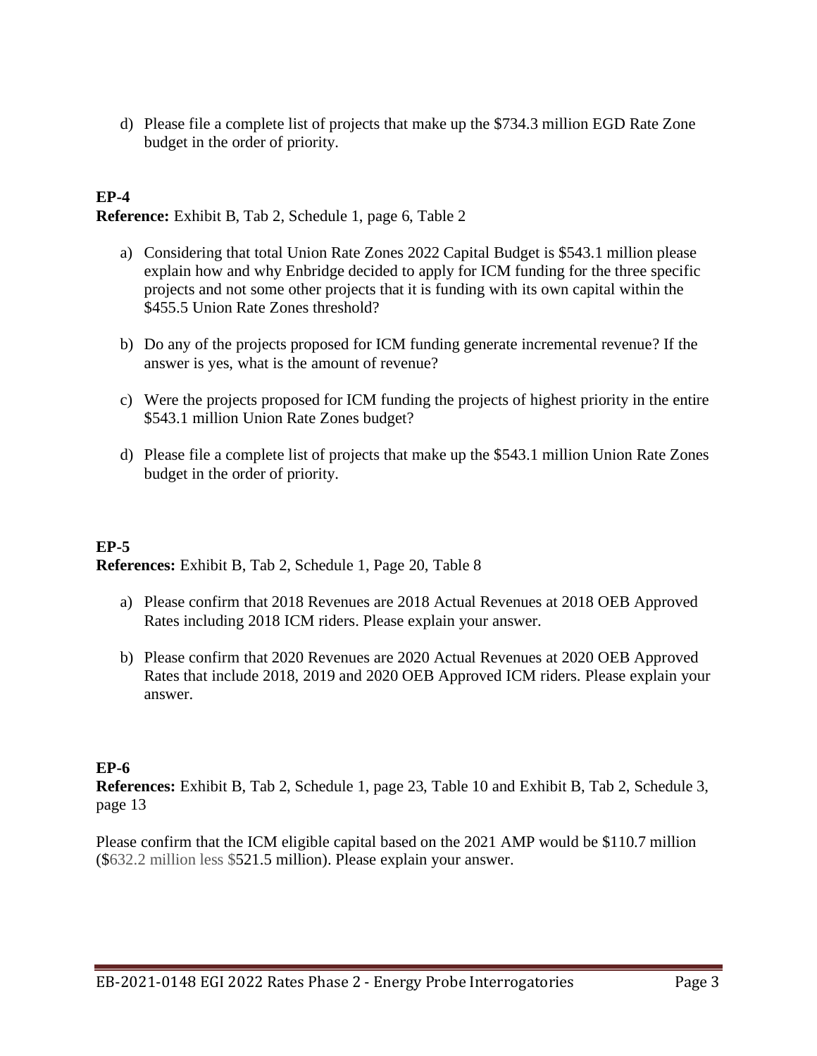d) Please file a complete list of projects that make up the $734.3 million EGD Rate Zone budget in the order of priority.

**EP-4**

**Reference:** Exhibit B, Tab 2, Schedule 1, page 6, Table 2

a) Considering that total Union Rate Zones 2022 Capital Budget is $543.1 million please explain how and why Enbridge decided to apply for ICM funding for the three specific projects and not some other projects that it is funding with its own capital within the $455.5 Union Rate Zones threshold?

b) Do any of the projects proposed for ICM funding generate incremental revenue? If the answer is yes, what is the amount of revenue?

c) Were the projects proposed for ICM funding the projects of highest priority in the entire $543.1 million Union Rate Zones budget?

d) Please file a complete list of projects that make up the $543.1 million Union Rate Zones budget in the order of priority.

**EP-5**

**References:** Exhibit B, Tab 2, Schedule 1, Page 20, Table 8

a) Please confirm that 2018 Revenues are 2018 Actual Revenues at 2018 OEB Approved Rates including 2018 ICM riders. Please explain your answer.

b) Please confirm that 2020 Revenues are 2020 Actual Revenues at 2020 OEB Approved Rates that include 2018, 2019 and 2020 OEB Approved ICM riders. Please explain your answer.

**EP-6**

**References:** Exhibit B, Tab 2, Schedule 1, page 23, Table 10 and Exhibit B, Tab 2, Schedule 3, page 13

Please confirm that the ICM eligible capital based on the 2021 AMP would be $110.7 million ($632.2 million less $521.5 million). Please explain your answer.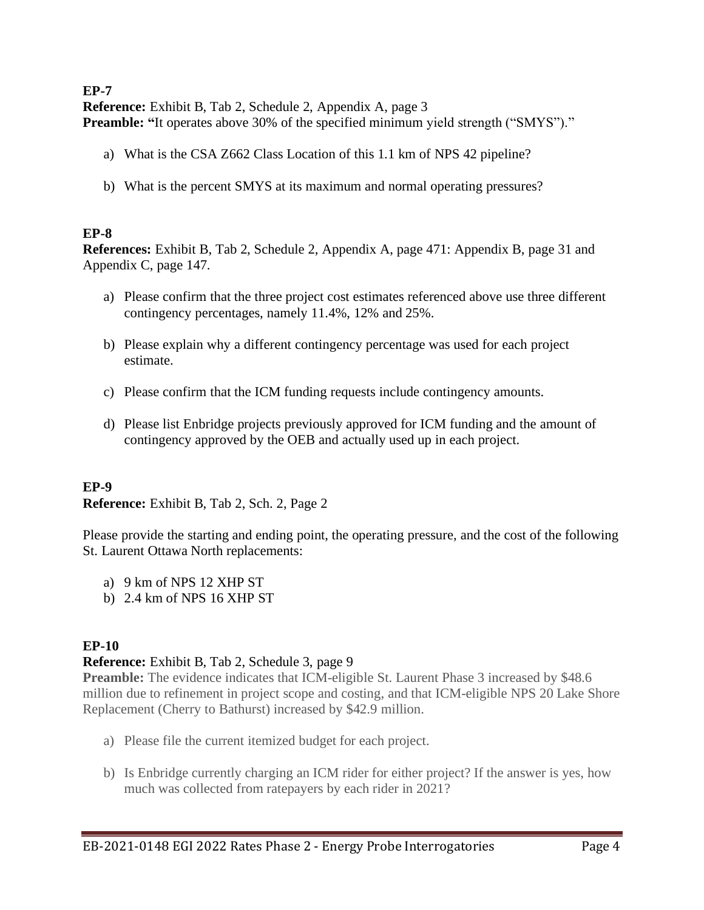**EP-7**

**Reference:** Exhibit B, Tab 2, Schedule 2, Appendix A, page 3

**Preamble: "**It operates above 30% of the specified minimum yield strength ("SMYS")."

a) What is the CSA Z662 Class Location of this 1.1 km of NPS 42 pipeline?

b) What is the percent SMYS at its maximum and normal operating pressures?

**EP-8**

**References:** Exhibit B, Tab 2, Schedule 2, Appendix A, page 471: Appendix B, page 31 and Appendix C, page 147.

a) Please confirm that the three project cost estimates referenced above use three different contingency percentages, namely 11.4%, 12% and 25%.

b) Please explain why a different contingency percentage was used for each project estimate.

c) Please confirm that the ICM funding requests include contingency amounts.

d) Please list Enbridge projects previously approved for ICM funding and the amount of contingency approved by the OEB and actually used up in each project.

**EP-9**

**Reference:** Exhibit B, Tab 2, Sch. 2, Page 2

Please provide the starting and ending point, the operating pressure, and the cost of the following St. Laurent Ottawa North replacements:

a) 9 km of NPS 12 XHP ST
b) 2.4 km of NPS 16 XHP ST

**EP-10**

**Reference:** Exhibit B, Tab 2, Schedule 3, page 9

**Preamble:** The evidence indicates that ICM-eligible St. Laurent Phase 3 increased by $48.6 million due to refinement in project scope and costing, and that ICM-eligible NPS 20 Lake Shore Replacement (Cherry to Bathurst) increased by $42.9 million.

a) Please file the current itemized budget for each project.

b) Is Enbridge currently charging an ICM rider for either project? If the answer is yes, how much was collected from ratepayers by each rider in 2021?